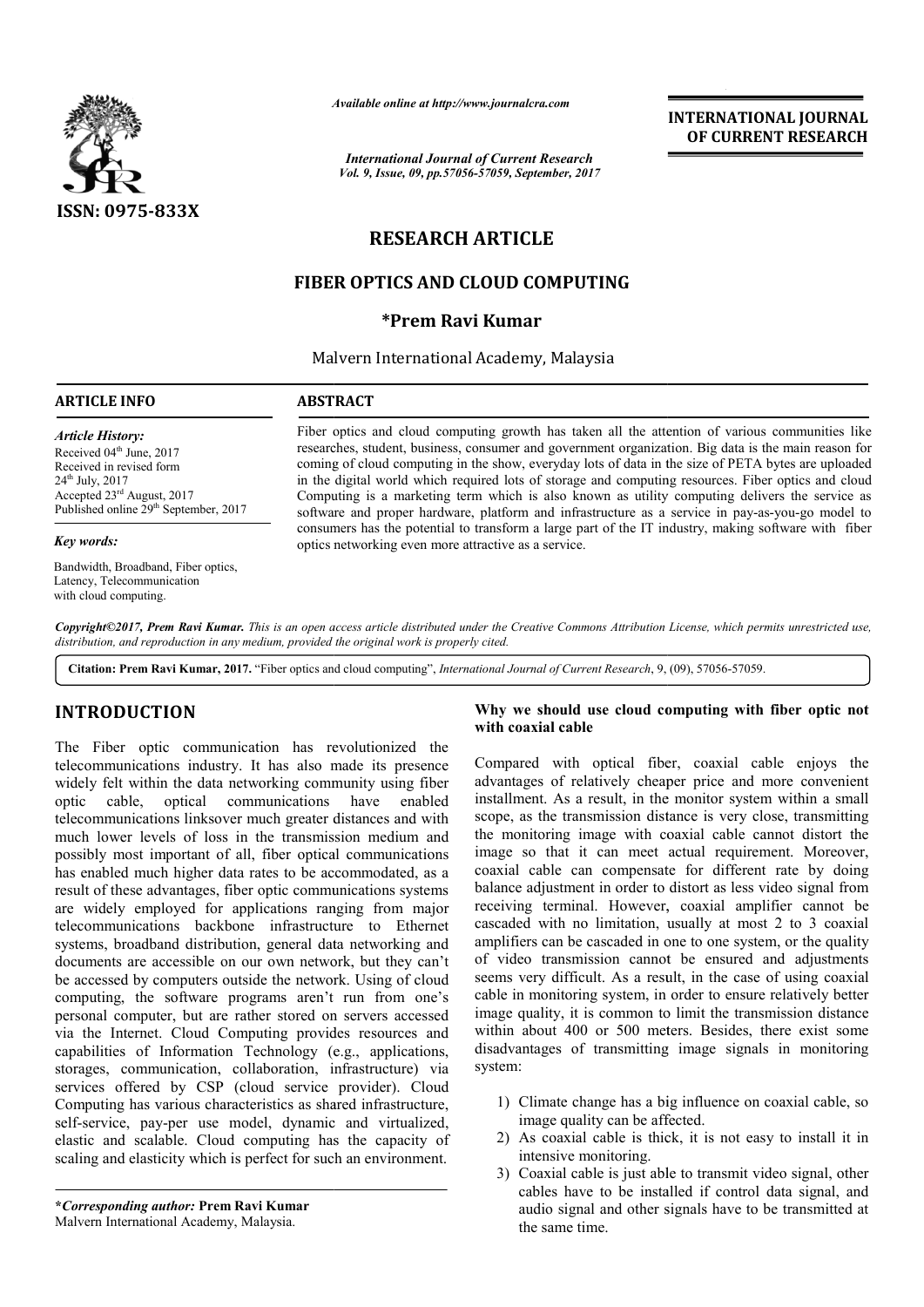ISSN: 0975-833X

*Available online at http://www.journalcra.com*

*International Journal of Current Research*
*Vol. 9, Issue, 09, pp.57056-57059, September, 2017*

**INTERNATIONAL JOURNAL OF CURRENT RESEARCH**

# RESEARCH ARTICLE

# FIBER OPTICS AND CLOUD COMPUTING

**\*Prem Ravi Kumar**

Malvern International Academy, Malaysia

**ARTICLE INFO**

*Article History:*

Received 04th June, 2017
Received in revised form
24th July, 2017
Accepted 23rd August, 2017
Published online 29th September, 2017

*Key words:*

Bandwidth, Broadband, Fiber optics, Latency, Telecommunication with cloud computing.

**ABSTRACT**

Fiber optics and cloud computing growth has taken all the attention of various communities like researches, student, business, consumer and government organization. Big data is the main reason for coming of cloud computing in the show, everyday lots of data in the size of PETA bytes are uploaded in the digital world which required lots of storage and computing resources. Fiber optics and cloud Computing is a marketing term which is also known as utility computing delivers the service as software and proper hardware, platform and infrastructure as a service in pay-as-you-go model to consumers has the potential to transform a large part of the IT industry, making software with fiber optics networking even more attractive as a service.

***Copyright©2017, Prem Ravi Kumar.*** *This is an open access article distributed under the Creative Commons Attribution License, which permits unrestricted use, distribution, and reproduction in any medium, provided the original work is properly cited.*

**Citation: Prem Ravi Kumar, 2017.** "Fiber optics and cloud computing", *International Journal of Current Research*, 9, (09), 57056-57059.

## INTRODUCTION

The Fiber optic communication has revolutionized the telecommunications industry. It has also made its presence widely felt within the data networking community using fiber optic cable, optical communications have enabled telecommunications linksover much greater distances and with much lower levels of loss in the transmission medium and possibly most important of all, fiber optical communications has enabled much higher data rates to be accommodated, as a result of these advantages, fiber optic communications systems are widely employed for applications ranging from major telecommunications backbone infrastructure to Ethernet systems, broadband distribution, general data networking and documents are accessible on our own network, but they can't be accessed by computers outside the network. Using of cloud computing, the software programs aren't run from one's personal computer, but are rather stored on servers accessed via the Internet. Cloud Computing provides resources and capabilities of Information Technology (e.g., applications, storages, communication, collaboration, infrastructure) via services offered by CSP (cloud service provider). Cloud Computing has various characteristics as shared infrastructure, self-service, pay-per use model, dynamic and virtualized, elastic and scalable. Cloud computing has the capacity of scaling and elasticity which is perfect for such an environment.

**\*Corresponding author: Prem Ravi Kumar**
Malvern International Academy, Malaysia.

### Why we should use cloud computing with fiber optic not with coaxial cable

Compared with optical fiber, coaxial cable enjoys the advantages of relatively cheaper price and more convenient installment. As a result, in the monitor system within a small scope, as the transmission distance is very close, transmitting the monitoring image with coaxial cable cannot distort the image so that it can meet actual requirement. Moreover, coaxial cable can compensate for different rate by doing balance adjustment in order to distort as less video signal from receiving terminal. However, coaxial amplifier cannot be cascaded with no limitation, usually at most 2 to 3 coaxial amplifiers can be cascaded in one to one system, or the quality of video transmission cannot be ensured and adjustments seems very difficult. As a result, in the case of using coaxial cable in monitoring system, in order to ensure relatively better image quality, it is common to limit the transmission distance within about 400 or 500 meters. Besides, there exist some disadvantages of transmitting image signals in monitoring system:

1) Climate change has a big influence on coaxial cable, so image quality can be affected.
2) As coaxial cable is thick, it is not easy to install it in intensive monitoring.
3) Coaxial cable is just able to transmit video signal, other cables have to be installed if control data signal, and audio signal and other signals have to be transmitted at the same time.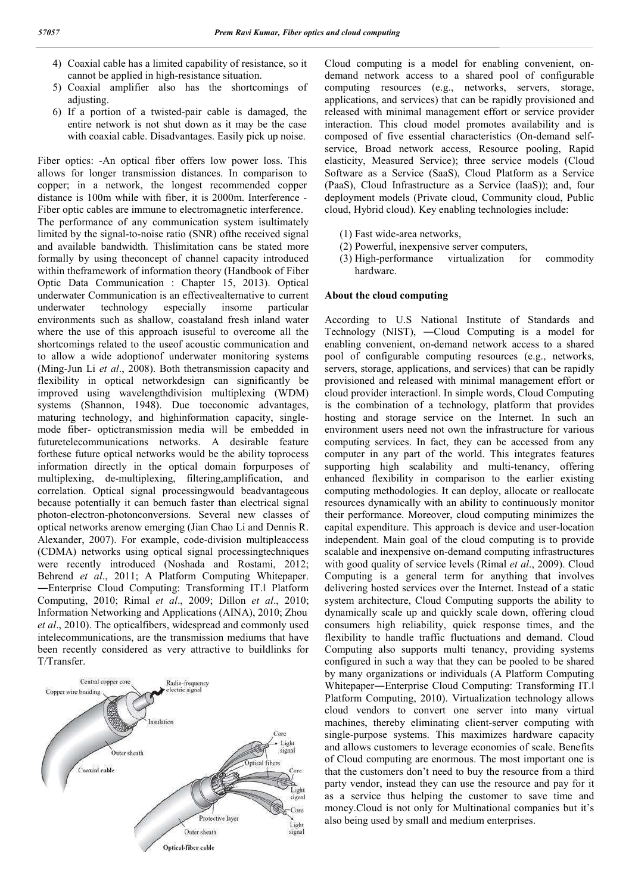4) Coaxial cable has a limited capability of resistance, so it cannot be applied in high-resistance situation.
5) Coaxial amplifier also has the shortcomings of adjusting.
6) If a portion of a twisted-pair cable is damaged, the entire network is not shut down as it may be the case with coaxial cable. Disadvantages. Easily pick up noise.

Fiber optics: -An optical fiber offers low power loss. This allows for longer transmission distances. In comparison to copper; in a network, the longest recommended copper distance is 100m while with fiber, it is 2000m. Interference - Fiber optic cables are immune to electromagnetic interference.

The performance of any communication system isultimately limited by the signal-to-noise ratio (SNR) ofthe received signal and available bandwidth. Thislimitation cans be stated more formally by using theconcept of channel capacity introduced within theframework of information theory (Handbook of Fiber Optic Data Communication : Chapter 15, 2013). Optical underwater Communication is an effectivealternative to current underwater technology especially insome particular environments such as shallow, coastaland fresh inland water where the use of this approach isuseful to overcome all the shortcomings related to the useof acoustic communication and to allow a wide adoptionof underwater monitoring systems (Ming-Jun Li *et al*., 2008). Both thetransmission capacity and flexibility in optical networkdesign can significantly be improved using wavelengthdivision multiplexing (WDM) systems (Shannon, 1948). Due toeconomic advantages, maturing technology, and highinformation capacity, single-mode fiber- optictransmission media will be embedded in futuretelecommunications networks. A desirable feature forthese future optical networks would be the ability toprocess information directly in the optical domain forpurposes of multiplexing, de-multiplexing, filtering,amplification, and correlation. Optical signal processingwould beadvantageous because potentially it can bemuch faster than electrical signal photon-electron-photonconversions. Several new classes of optical networks arenow emerging (Jian Chao Li and Dennis R. Alexander, 2007). For example, code-division multipleaccess (CDMA) networks using optical signal processingtechniques were recently introduced (Noshada and Rostami, 2012; Behrend *et al*., 2011; A Platform Computing Whitepaper. ―Enterprise Cloud Computing: Transforming IT.‖ Platform Computing, 2010; Rimal *et al*., 2009; Dillon *et al*., 2010; Information Networking and Applications (AINA), 2010; Zhou *et al*., 2010). The opticalfibers, widespread and commonly used intelecommunications, are the transmission mediums that have been recently considered as very attractive to buildlinks for T/Transfer.

Cloud computing is a model for enabling convenient, on-demand network access to a shared pool of configurable computing resources (e.g., networks, servers, storage, applications, and services) that can be rapidly provisioned and released with minimal management effort or service provider interaction. This cloud model promotes availability and is composed of five essential characteristics (On-demand self-service, Broad network access, Resource pooling, Rapid elasticity, Measured Service); three service models (Cloud Software as a Service (SaaS), Cloud Platform as a Service (PaaS), Cloud Infrastructure as a Service (IaaS)); and, four deployment models (Private cloud, Community cloud, Public cloud, Hybrid cloud). Key enabling technologies include:

(1) Fast wide-area networks,
(2) Powerful, inexpensive server computers,
(3) High-performance virtualization for commodity hardware.

### About the cloud computing

According to U.S National Institute of Standards and Technology (NIST), ―Cloud Computing is a model for enabling convenient, on-demand network access to a shared pool of configurable computing resources (e.g., networks, servers, storage, applications, and services) that can be rapidly provisioned and released with minimal management effort or cloud provider interaction‖. In simple words, Cloud Computing is the combination of a technology, platform that provides hosting and storage service on the Internet. In such an environment users need not own the infrastructure for various computing services. In fact, they can be accessed from any computer in any part of the world. This integrates features supporting high scalability and multi-tenancy, offering enhanced flexibility in comparison to the earlier existing computing methodologies. It can deploy, allocate or reallocate resources dynamically with an ability to continuously monitor their performance. Moreover, cloud computing minimizes the capital expenditure. This approach is device and user-location independent. Main goal of the cloud computing is to provide scalable and inexpensive on-demand computing infrastructures with good quality of service levels (Rimal *et al*., 2009). Cloud Computing is a general term for anything that involves delivering hosted services over the Internet. Instead of a static system architecture, Cloud Computing supports the ability to dynamically scale up and quickly scale down, offering cloud consumers high reliability, quick response times, and the flexibility to handle traffic fluctuations and demand. Cloud Computing also supports multi tenancy, providing systems configured in such a way that they can be pooled to be shared by many organizations or individuals (A Platform Computing Whitepaper―Enterprise Cloud Computing: Transforming IT.‖ Platform Computing, 2010). Virtualization technology allows cloud vendors to convert one server into many virtual machines, thereby eliminating client-server computing with single-purpose systems. This maximizes hardware capacity and allows customers to leverage economies of scale. Benefits of Cloud computing are enormous. The most important one is that the customers don't need to buy the resource from a third party vendor, instead they can use the resource and pay for it as a service thus helping the customer to save time and money.Cloud is not only for Multinational companies but it's also being used by small and medium enterprises.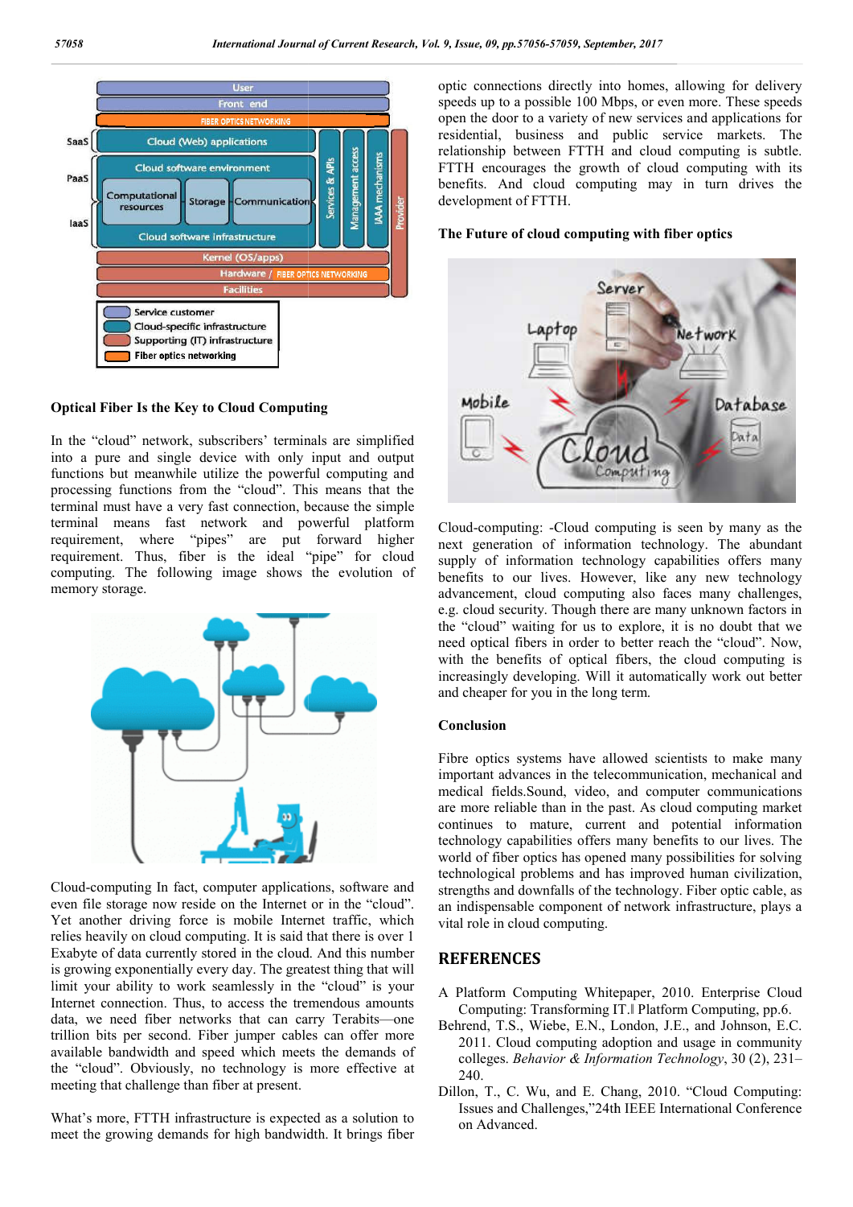## Optical Fiber Is the Key to Cloud Computing

In the "cloud" network, subscribers' terminals are simplified into a pure and single device with only input and output functions but meanwhile utilize the powerful computing and processing functions from the "cloud". This means that the terminal must have a very fast connection, because the simple terminal means fast network and powerful platform requirement, where "pipes" are put forward higher requirement. Thus, fiber is the ideal "pipe" for cloud computing. The following image shows the evolution of memory storage.

Cloud-computing In fact, computer applications, software and even file storage now reside on the Internet or in the "cloud". Yet another driving force is mobile Internet traffic, which relies heavily on cloud computing. It is said that there is over 1 Exabyte of data currently stored in the cloud. And this number is growing exponentially every day. The greatest thing that will limit your ability to work seamlessly in the "cloud" is your Internet connection. Thus, to access the tremendous amounts data, we need fiber networks that can carry Terabits—one trillion bits per second. Fiber jumper cables can offer more available bandwidth and speed which meets the demands of the "cloud". Obviously, no technology is more effective at meeting that challenge than fiber at present.

What's more, FTTH infrastructure is expected as a solution to meet the growing demands for high bandwidth. It brings fiber optic connections directly into homes, allowing for delivery speeds up to a possible 100 Mbps, or even more. These speeds open the door to a variety of new services and applications for residential, business and public service markets. The relationship between FTTH and cloud computing is subtle. FTTH encourages the growth of cloud computing with its benefits. And cloud computing may in turn drives the development of FTTH.

## The Future of cloud computing with fiber optics

Cloud-computing: -Cloud computing is seen by many as the next generation of information technology. The abundant supply of information technology capabilities offers many benefits to our lives. However, like any new technology advancement, cloud computing also faces many challenges, e.g. cloud security. Though there are many unknown factors in the "cloud" waiting for us to explore, it is no doubt that we need optical fibers in order to better reach the "cloud". Now, with the benefits of optical fibers, the cloud computing is increasingly developing. Will it automatically work out better and cheaper for you in the long term.

## Conclusion

Fibre optics systems have allowed scientists to make many important advances in the telecommunication, mechanical and medical fields.Sound, video, and computer communications are more reliable than in the past. As cloud computing market continues to mature, current and potential information technology capabilities offers many benefits to our lives. The world of fiber optics has opened many possibilities for solving technological problems and has improved human civilization, strengths and downfalls of the technology. Fiber optic cable, as an indispensable component of network infrastructure, plays a vital role in cloud computing.

## REFERENCES

A Platform Computing Whitepaper, 2010. Enterprise Cloud Computing: Transforming IT.‖ Platform Computing, pp.6.

Behrend, T.S., Wiebe, E.N., London, J.E., and Johnson, E.C. 2011. Cloud computing adoption and usage in community colleges. *Behavior & Information Technology*, 30 (2), 231–240.

Dillon, T., C. Wu, and E. Chang, 2010. "Cloud Computing: Issues and Challenges,"24th IEEE International Conference on Advanced.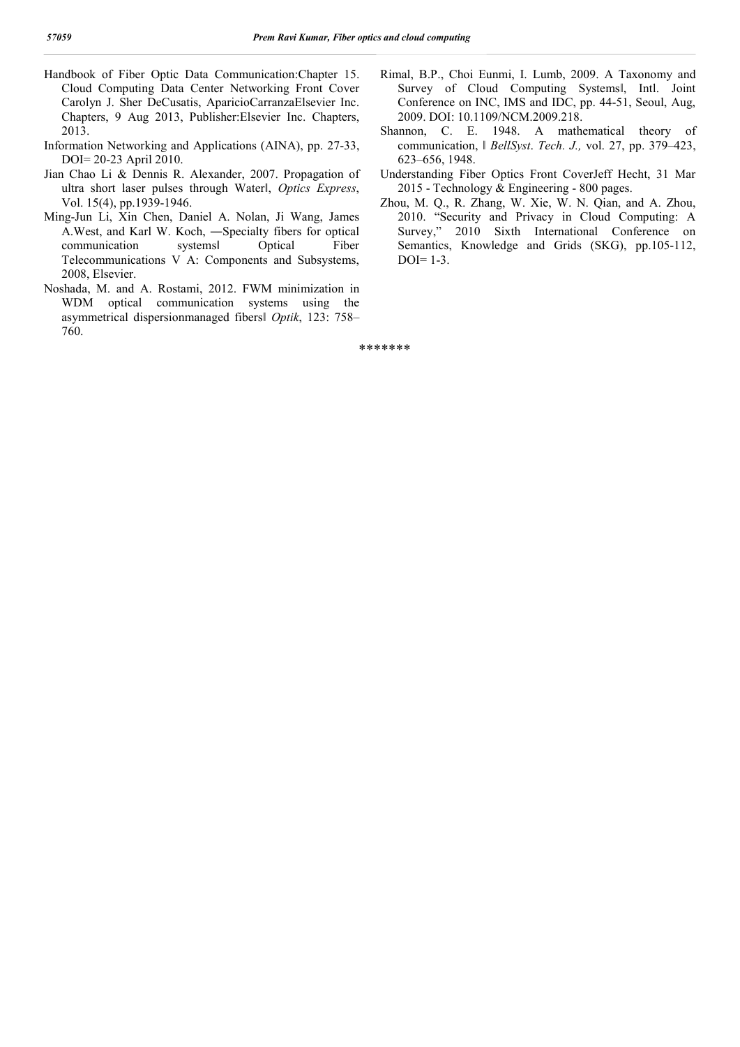Handbook of Fiber Optic Data Communication:Chapter 15. Cloud Computing Data Center Networking Front Cover Carolyn J. Sher DeCusatis, AparicioCarranzaElsevier Inc. Chapters, 9 Aug 2013, Publisher:Elsevier Inc. Chapters, 2013.

Information Networking and Applications (AINA), pp. 27-33, DOI= 20-23 April 2010.

Jian Chao Li & Dennis R. Alexander, 2007. Propagation of ultra short laser pulses through Water‖, *Optics Express*, Vol. 15(4), pp.1939-1946.

Ming-Jun Li, Xin Chen, Daniel A. Nolan, Ji Wang, James A.West, and Karl W. Koch, ―Specialty fibers for optical communication systems‖ Optical Fiber Telecommunications V A: Components and Subsystems, 2008, Elsevier.

Noshada, M. and A. Rostami, 2012. FWM minimization in WDM optical communication systems using the asymmetrical dispersionmanaged fibers‖ *Optik*, 123: 758–760.

Rimal, B.P., Choi Eunmi, I. Lumb, 2009. A Taxonomy and Survey of Cloud Computing Systems‖, Intl. Joint Conference on INC, IMS and IDC, pp. 44-51, Seoul, Aug, 2009. DOI: 10.1109/NCM.2009.218.

Shannon, C. E. 1948. A mathematical theory of communication, ‖ *BellSyst. Tech. J.,* vol. 27, pp. 379–423, 623–656, 1948.

Understanding Fiber Optics Front CoverJeff Hecht, 31 Mar 2015 - Technology & Engineering - 800 pages.

Zhou, M. Q., R. Zhang, W. Xie, W. N. Qian, and A. Zhou, 2010. "Security and Privacy in Cloud Computing: A Survey," 2010 Sixth International Conference on Semantics, Knowledge and Grids (SKG), pp.105-112, DOI= 1-3.

\*\*\*\*\*\*\*